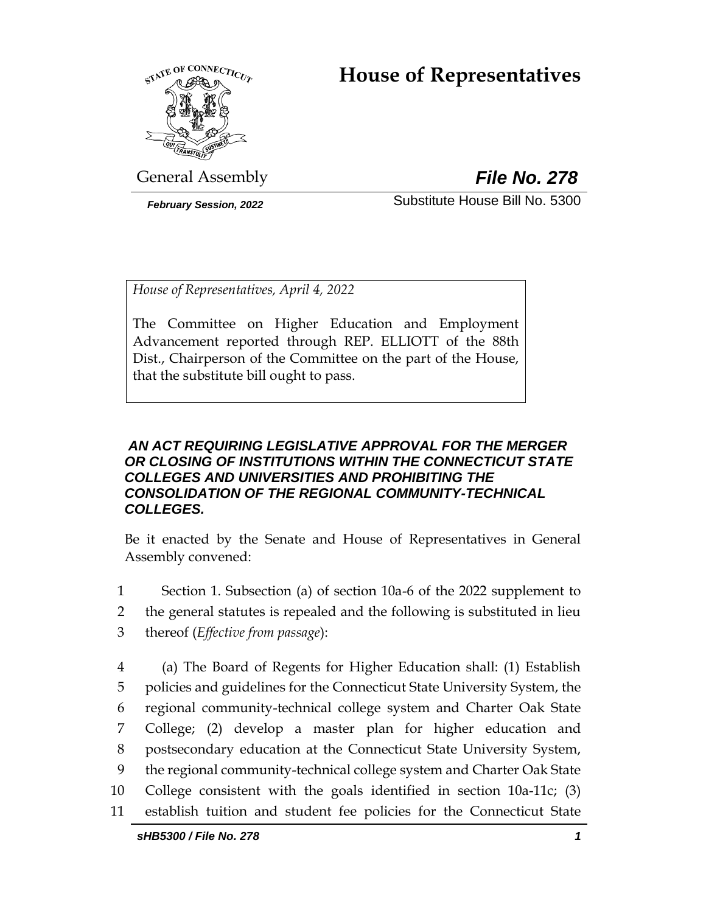# House of Representatives

General Assembly

***File No. 278***

***February Session, 2022***

Substitute House Bill No. 5300

*House of Representatives, April 4, 2022*

The Committee on Higher Education and Employment Advancement reported through REP. ELLIOTT of the 88th Dist., Chairperson of the Committee on the part of the House, that the substitute bill ought to pass.

***AN ACT REQUIRING LEGISLATIVE APPROVAL FOR THE MERGER OR CLOSING OF INSTITUTIONS WITHIN THE CONNECTICUT STATE COLLEGES AND UNIVERSITIES AND PROHIBITING THE CONSOLIDATION OF THE REGIONAL COMMUNITY-TECHNICAL COLLEGES.***

Be it enacted by the Senate and House of Representatives in General Assembly convened:

1 Section 1. Subsection (a) of section 10a-6 of the 2022 supplement to
2 the general statutes is repealed and the following is substituted in lieu
3 thereof (*Effective from passage*):

4 (a) The Board of Regents for Higher Education shall: (1) Establish
5 policies and guidelines for the Connecticut State University System, the
6 regional community-technical college system and Charter Oak State
7 College; (2) develop a master plan for higher education and
8 postsecondary education at the Connecticut State University System,
9 the regional community-technical college system and Charter Oak State
10 College consistent with the goals identified in section 10a-11c; (3)
11 establish tuition and student fee policies for the Connecticut State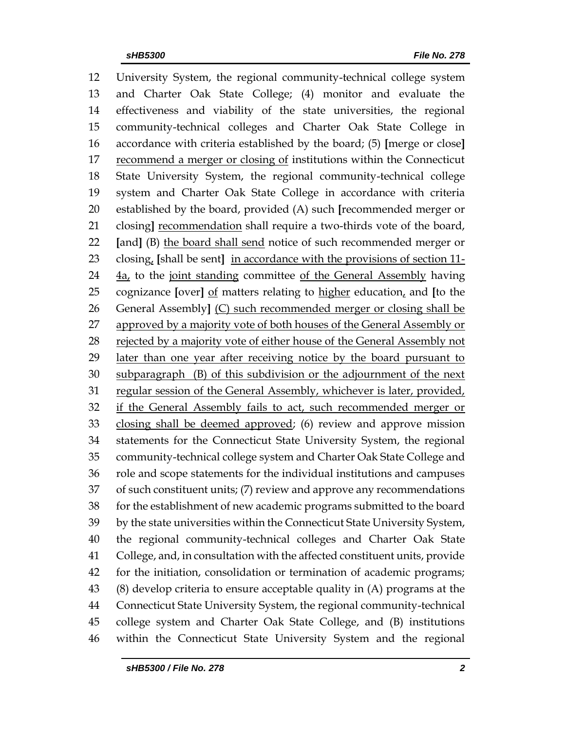12 University System, the regional community-technical college system
13 and Charter Oak State College; (4) monitor and evaluate the
14 effectiveness and viability of the state universities, the regional
15 community-technical colleges and Charter Oak State College in
16 accordance with criteria established by the board; (5) **[**merge or close**]**
17 <u>recommend a merger or closing of</u> institutions within the Connecticut
18 State University System, the regional community-technical college
19 system and Charter Oak State College in accordance with criteria
20 established by the board, provided (A) such **[**recommended merger or
21 closing**]** <u>recommendation</u> shall require a two-thirds vote of the board,
22 **[**and**]** (B) <u>the board shall send</u> notice of such recommended merger or
23 closing<u>,</u> **[**shall be sent**]** <u>in accordance with the provisions of section 11-</u>
24 <u>4a,</u> to the <u>joint standing</u> committee <u>of the General Assembly</u> having
25 cognizance **[**over**]** <u>of</u> matters relating to <u>higher</u> education<u>,</u> and **[**to the
26 General Assembly**]** <u>(C) such recommended merger or closing shall be</u>
27 <u>approved by a majority vote of both houses of the General Assembly or</u>
28 <u>rejected by a majority vote of either house of the General Assembly not</u>
29 <u>later than one year after receiving notice by the board pursuant to</u>
30 <u>subparagraph (B) of this subdivision or the adjournment of the next</u>
31 <u>regular session of the General Assembly, whichever is later, provided,</u>
32 <u>if the General Assembly fails to act, such recommended merger or</u>
33 <u>closing shall be deemed approved</u>; (6) review and approve mission
34 statements for the Connecticut State University System, the regional
35 community-technical college system and Charter Oak State College and
36 role and scope statements for the individual institutions and campuses
37 of such constituent units; (7) review and approve any recommendations
38 for the establishment of new academic programs submitted to the board
39 by the state universities within the Connecticut State University System,
40 the regional community-technical colleges and Charter Oak State
41 College, and, in consultation with the affected constituent units, provide
42 for the initiation, consolidation or termination of academic programs;
43 (8) develop criteria to ensure acceptable quality in (A) programs at the
44 Connecticut State University System, the regional community-technical
45 college system and Charter Oak State College, and (B) institutions
46 within the Connecticut State University System and the regional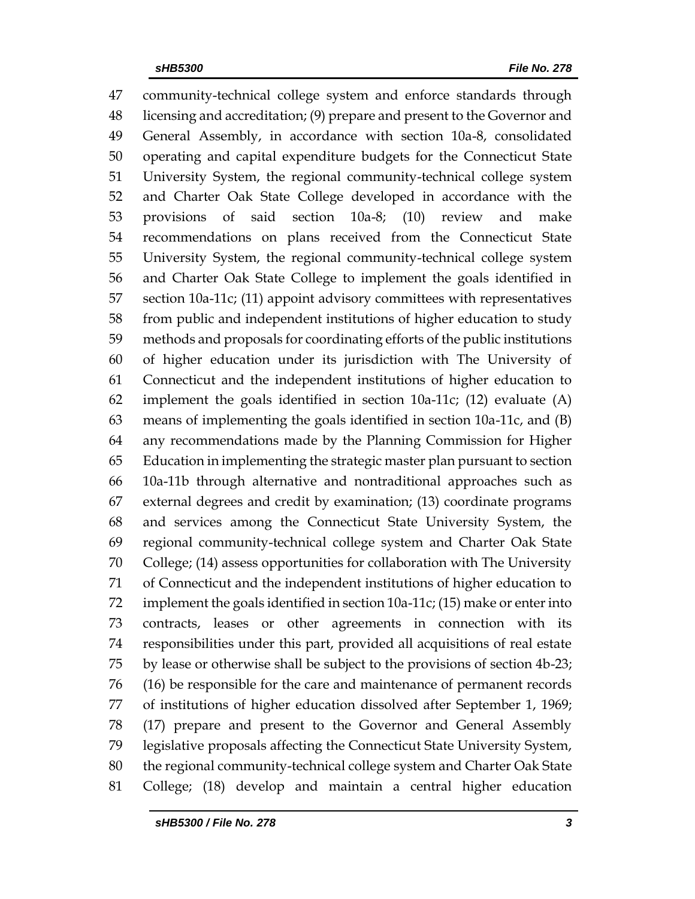47 community-technical college system and enforce standards through
48 licensing and accreditation; (9) prepare and present to the Governor and
49 General Assembly, in accordance with section 10a-8, consolidated
50 operating and capital expenditure budgets for the Connecticut State
51 University System, the regional community-technical college system
52 and Charter Oak State College developed in accordance with the
53 provisions of said section 10a-8; (10) review and make
54 recommendations on plans received from the Connecticut State
55 University System, the regional community-technical college system
56 and Charter Oak State College to implement the goals identified in
57 section 10a-11c; (11) appoint advisory committees with representatives
58 from public and independent institutions of higher education to study
59 methods and proposals for coordinating efforts of the public institutions
60 of higher education under its jurisdiction with The University of
61 Connecticut and the independent institutions of higher education to
62 implement the goals identified in section 10a-11c; (12) evaluate (A)
63 means of implementing the goals identified in section 10a-11c, and (B)
64 any recommendations made by the Planning Commission for Higher
65 Education in implementing the strategic master plan pursuant to section
66 10a-11b through alternative and nontraditional approaches such as
67 external degrees and credit by examination; (13) coordinate programs
68 and services among the Connecticut State University System, the
69 regional community-technical college system and Charter Oak State
70 College; (14) assess opportunities for collaboration with The University
71 of Connecticut and the independent institutions of higher education to
72 implement the goals identified in section 10a-11c; (15) make or enter into
73 contracts, leases or other agreements in connection with its
74 responsibilities under this part, provided all acquisitions of real estate
75 by lease or otherwise shall be subject to the provisions of section 4b-23;
76 (16) be responsible for the care and maintenance of permanent records
77 of institutions of higher education dissolved after September 1, 1969;
78 (17) prepare and present to the Governor and General Assembly
79 legislative proposals affecting the Connecticut State University System,
80 the regional community-technical college system and Charter Oak State
81 College; (18) develop and maintain a central higher education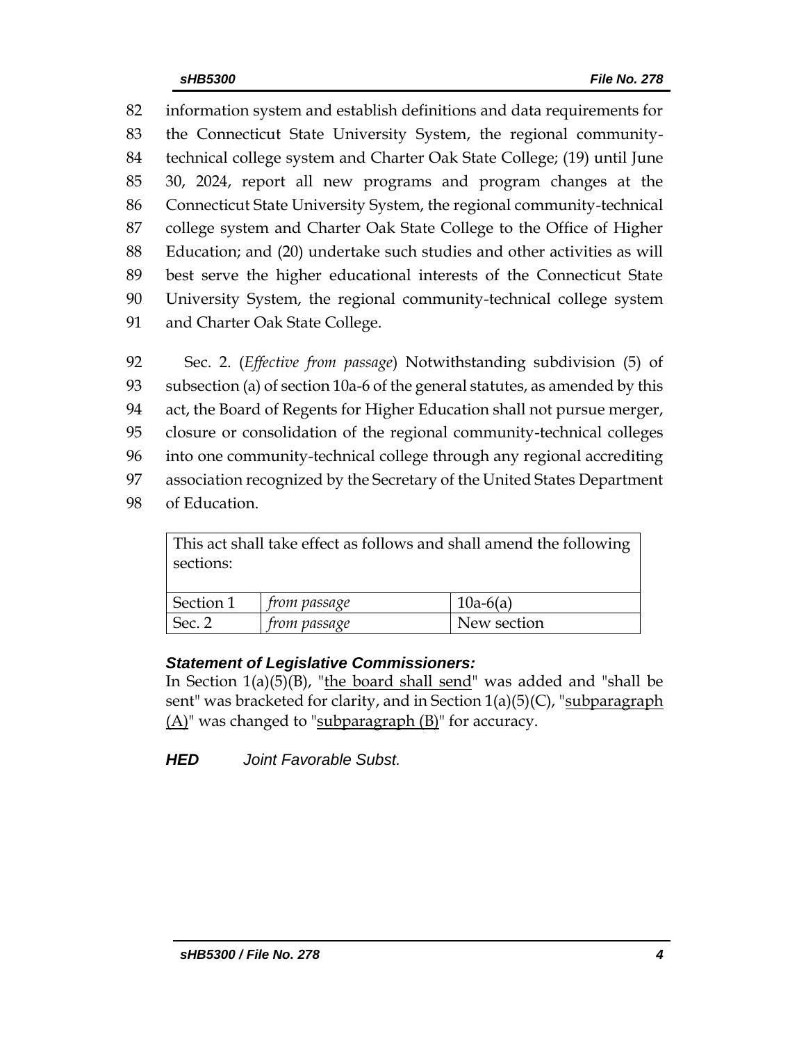information system and establish definitions and data requirements for the Connecticut State University System, the regional community-technical college system and Charter Oak State College; (19) until June 30, 2024, report all new programs and program changes at the Connecticut State University System, the regional community-technical college system and Charter Oak State College to the Office of Higher Education; and (20) undertake such studies and other activities as will best serve the higher educational interests of the Connecticut State University System, the regional community-technical college system and Charter Oak State College.

Sec. 2. (*Effective from passage*) Notwithstanding subdivision (5) of subsection (a) of section 10a-6 of the general statutes, as amended by this act, the Board of Regents for Higher Education shall not pursue merger, closure or consolidation of the regional community-technical colleges into one community-technical college through any regional accrediting association recognized by the Secretary of the United States Department of Education.

| This act shall take effect as follows and shall amend the following sections: | | |
|---|---|---|
| Section 1 | *from passage* | 10a-6(a) |
| Sec. 2 | *from passage* | New section |

***Statement of Legislative Commissioners:***

In Section 1(a)(5)(B), "<u>the board shall send</u>" was added and "shall be sent" was bracketed for clarity, and in Section 1(a)(5)(C), "<u>subparagraph (A)</u>" was changed to "<u>subparagraph (B)</u>" for accuracy.

***HED*** *Joint Favorable Subst.*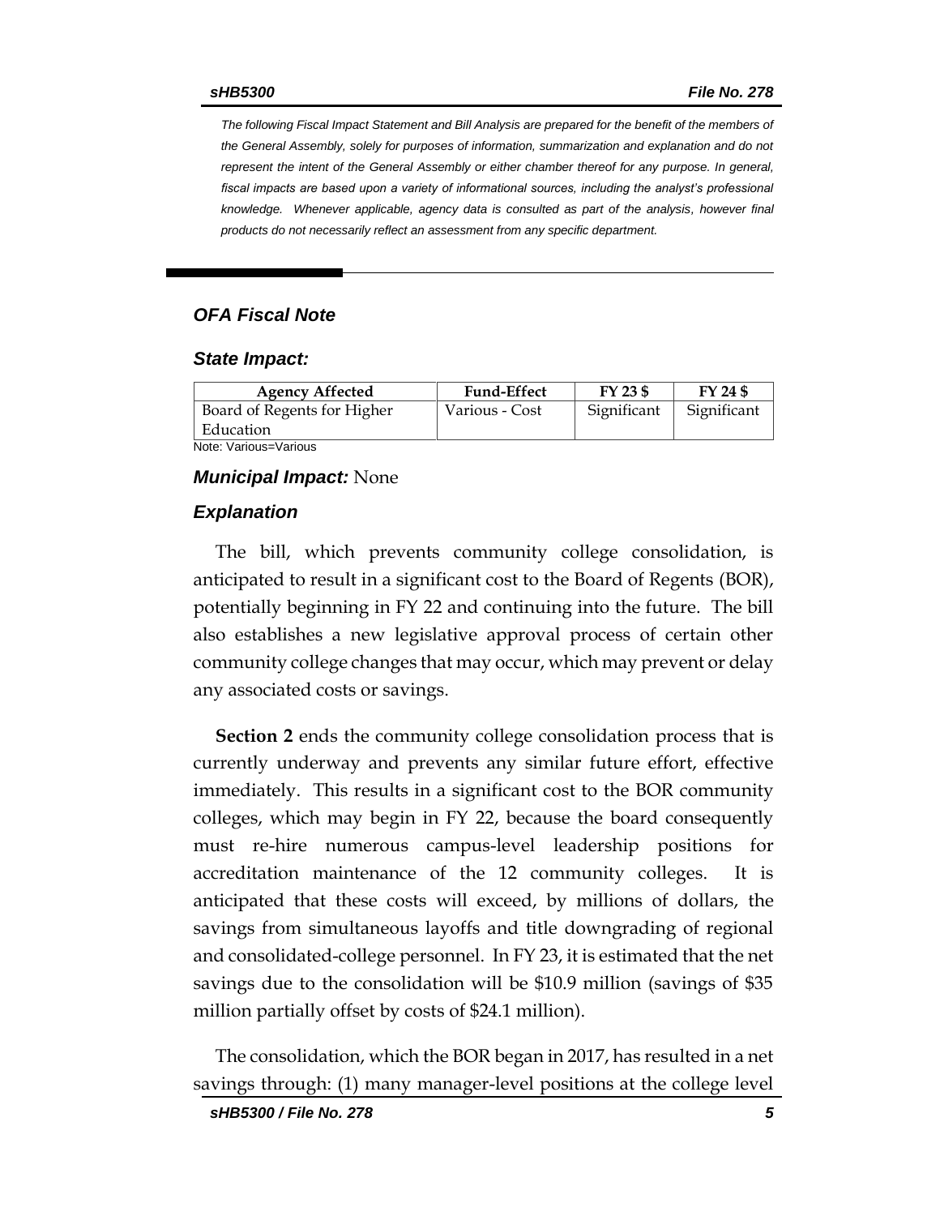*The following Fiscal Impact Statement and Bill Analysis are prepared for the benefit of the members of the General Assembly, solely for purposes of information, summarization and explanation and do not represent the intent of the General Assembly or either chamber thereof for any purpose. In general, fiscal impacts are based upon a variety of informational sources, including the analyst's professional knowledge. Whenever applicable, agency data is consulted as part of the analysis, however final products do not necessarily reflect an assessment from any specific department.*

## *OFA Fiscal Note*

### *State Impact:*

| Agency Affected | Fund-Effect | FY 23 $ | FY 24 $ |
|---|---|---|---|
| Board of Regents for Higher Education | Various - Cost | Significant | Significant |

Note: Various=Various

### ***Municipal Impact:*** None

### *Explanation*

The bill, which prevents community college consolidation, is anticipated to result in a significant cost to the Board of Regents (BOR), potentially beginning in FY 22 and continuing into the future. The bill also establishes a new legislative approval process of certain other community college changes that may occur, which may prevent or delay any associated costs or savings.

**Section 2** ends the community college consolidation process that is currently underway and prevents any similar future effort, effective immediately. This results in a significant cost to the BOR community colleges, which may begin in FY 22, because the board consequently must re-hire numerous campus-level leadership positions for accreditation maintenance of the 12 community colleges. It is anticipated that these costs will exceed, by millions of dollars, the savings from simultaneous layoffs and title downgrading of regional and consolidated-college personnel. In FY 23, it is estimated that the net savings due to the consolidation will be $10.9 million (savings of $35 million partially offset by costs of $24.1 million).

The consolidation, which the BOR began in 2017, has resulted in a net savings through: (1) many manager-level positions at the college level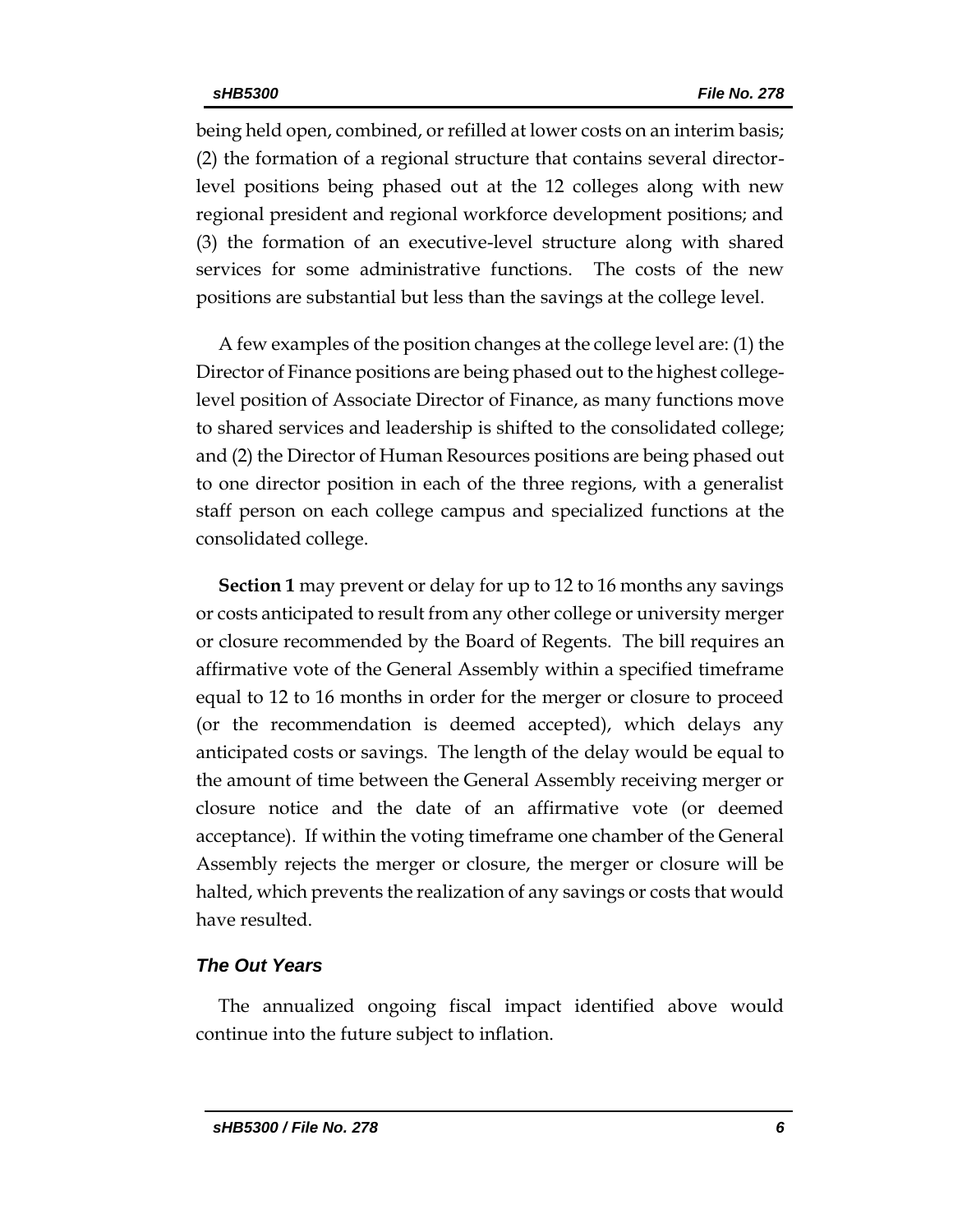being held open, combined, or refilled at lower costs on an interim basis; (2) the formation of a regional structure that contains several director-level positions being phased out at the 12 colleges along with new regional president and regional workforce development positions; and (3) the formation of an executive-level structure along with shared services for some administrative functions. The costs of the new positions are substantial but less than the savings at the college level.

A few examples of the position changes at the college level are: (1) the Director of Finance positions are being phased out to the highest college-level position of Associate Director of Finance, as many functions move to shared services and leadership is shifted to the consolidated college; and (2) the Director of Human Resources positions are being phased out to one director position in each of the three regions, with a generalist staff person on each college campus and specialized functions at the consolidated college.

**Section 1** may prevent or delay for up to 12 to 16 months any savings or costs anticipated to result from any other college or university merger or closure recommended by the Board of Regents. The bill requires an affirmative vote of the General Assembly within a specified timeframe equal to 12 to 16 months in order for the merger or closure to proceed (or the recommendation is deemed accepted), which delays any anticipated costs or savings. The length of the delay would be equal to the amount of time between the General Assembly receiving merger or closure notice and the date of an affirmative vote (or deemed acceptance). If within the voting timeframe one chamber of the General Assembly rejects the merger or closure, the merger or closure will be halted, which prevents the realization of any savings or costs that would have resulted.

### *The Out Years*

The annualized ongoing fiscal impact identified above would continue into the future subject to inflation.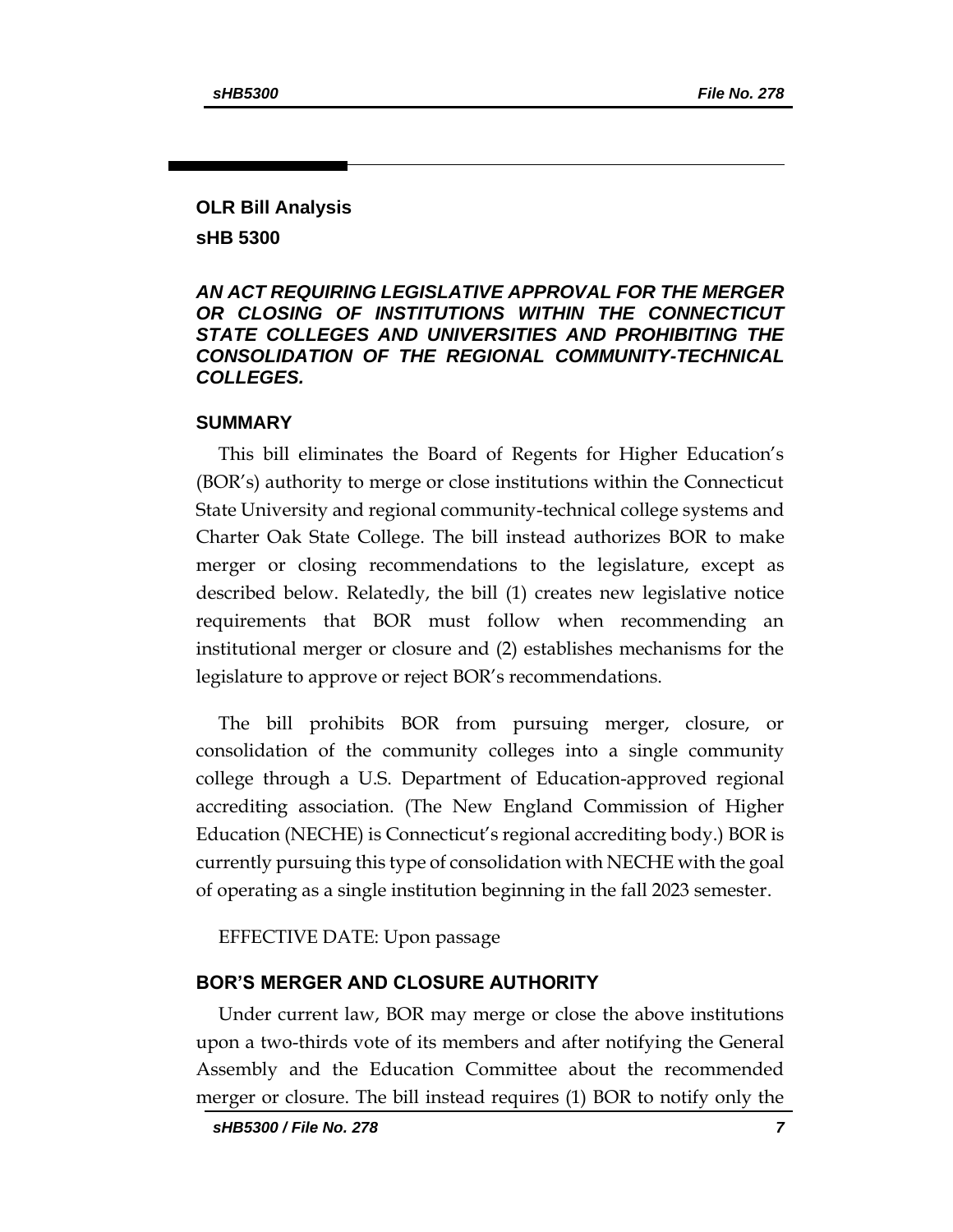## OLR Bill Analysis

## sHB 5300

***AN ACT REQUIRING LEGISLATIVE APPROVAL FOR THE MERGER OR CLOSING OF INSTITUTIONS WITHIN THE CONNECTICUT STATE COLLEGES AND UNIVERSITIES AND PROHIBITING THE CONSOLIDATION OF THE REGIONAL COMMUNITY-TECHNICAL COLLEGES.***

### SUMMARY

This bill eliminates the Board of Regents for Higher Education's (BOR's) authority to merge or close institutions within the Connecticut State University and regional community-technical college systems and Charter Oak State College. The bill instead authorizes BOR to make merger or closing recommendations to the legislature, except as described below. Relatedly, the bill (1) creates new legislative notice requirements that BOR must follow when recommending an institutional merger or closure and (2) establishes mechanisms for the legislature to approve or reject BOR's recommendations.

The bill prohibits BOR from pursuing merger, closure, or consolidation of the community colleges into a single community college through a U.S. Department of Education-approved regional accrediting association. (The New England Commission of Higher Education (NECHE) is Connecticut's regional accrediting body.) BOR is currently pursuing this type of consolidation with NECHE with the goal of operating as a single institution beginning in the fall 2023 semester.

EFFECTIVE DATE: Upon passage

### BOR'S MERGER AND CLOSURE AUTHORITY

Under current law, BOR may merge or close the above institutions upon a two-thirds vote of its members and after notifying the General Assembly and the Education Committee about the recommended merger or closure. The bill instead requires (1) BOR to notify only the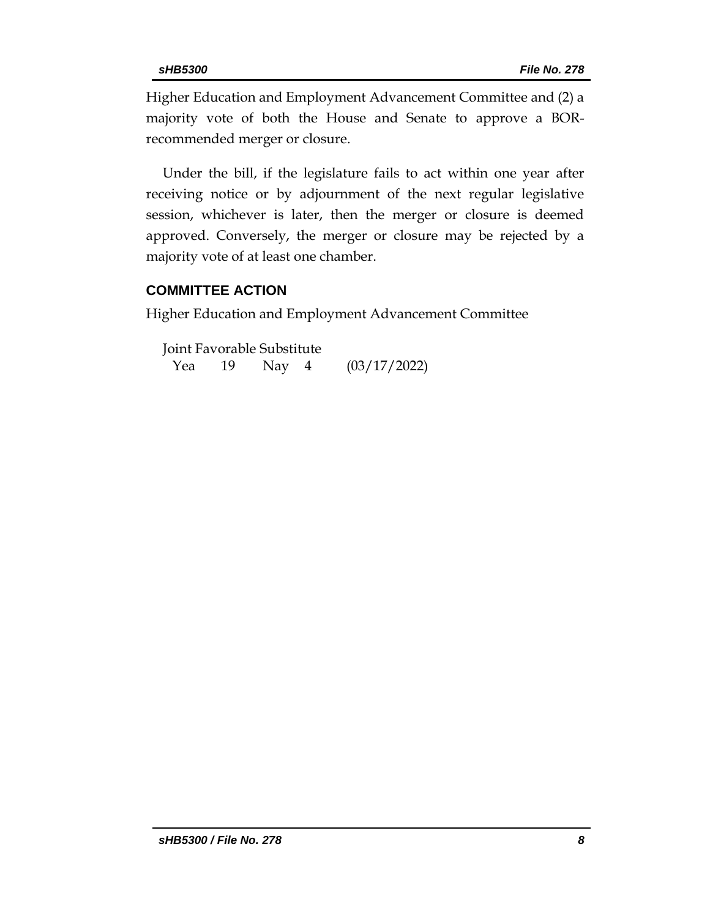Higher Education and Employment Advancement Committee and (2) a majority vote of both the House and Senate to approve a BOR-recommended merger or closure.

Under the bill, if the legislature fails to act within one year after receiving notice or by adjournment of the next regular legislative session, whichever is later, then the merger or closure is deemed approved. Conversely, the merger or closure may be rejected by a majority vote of at least one chamber.

## COMMITTEE ACTION

Higher Education and Employment Advancement Committee

Joint Favorable Substitute

| | | | | |
|---|---|---|---|---|
| Yea | 19 | Nay | 4 | (03/17/2022) |